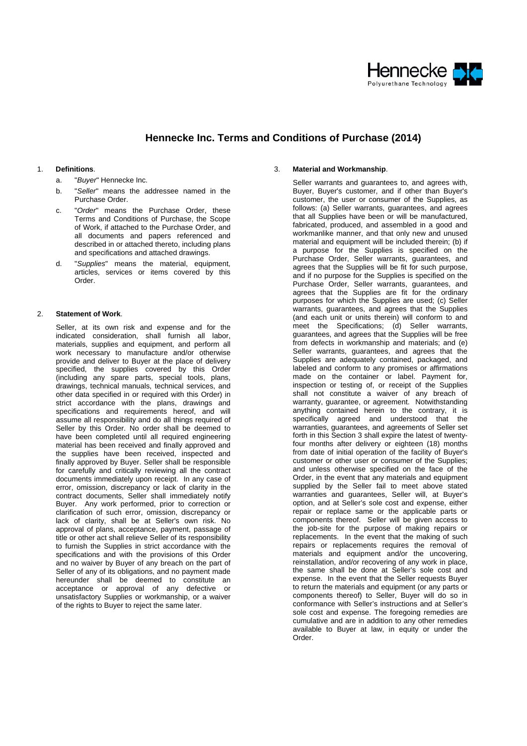# Hennecke Inc. Terms and Conditions of Purchase (2014)

1. **Definitions**.

   a. "*Buyer*" Hennecke Inc.

   b. "*Seller*" means the addressee named in the Purchase Order.

   c. "*Order*" means the Purchase Order, these Terms and Conditions of Purchase, the Scope of Work, if attached to the Purchase Order, and all documents and papers referenced and described in or attached thereto, including plans and specifications and attached drawings.

   d. "*Supplies*" means the material, equipment, articles, services or items covered by this Order.

2. **Statement of Work**.

   Seller, at its own risk and expense and for the indicated consideration, shall furnish all labor, materials, supplies and equipment, and perform all work necessary to manufacture and/or otherwise provide and deliver to Buyer at the place of delivery specified, the supplies covered by this Order (including any spare parts, special tools, plans, drawings, technical manuals, technical services, and other data specified in or required with this Order) in strict accordance with the plans, drawings and specifications and requirements hereof, and will assume all responsibility and do all things required of Seller by this Order. No order shall be deemed to have been completed until all required engineering material has been received and finally approved and the supplies have been received, inspected and finally approved by Buyer. Seller shall be responsible for carefully and critically reviewing all the contract documents immediately upon receipt. In any case of error, omission, discrepancy or lack of clarity in the contract documents, Seller shall immediately notify Buyer. Any work performed, prior to correction or clarification of such error, omission, discrepancy or lack of clarity, shall be at Seller's own risk. No approval of plans, acceptance, payment, passage of title or other act shall relieve Seller of its responsibility to furnish the Supplies in strict accordance with the specifications and with the provisions of this Order and no waiver by Buyer of any breach on the part of Seller of any of its obligations, and no payment made hereunder shall be deemed to constitute an acceptance or approval of any defective or unsatisfactory Supplies or workmanship, or a waiver of the rights to Buyer to reject the same later.

3. **Material and Workmanship**.

   Seller warrants and guarantees to, and agrees with, Buyer, Buyer's customer, and if other than Buyer's customer, the user or consumer of the Supplies, as follows: (a) Seller warrants, guarantees, and agrees that all Supplies have been or will be manufactured, fabricated, produced, and assembled in a good and workmanlike manner, and that only new and unused material and equipment will be included therein; (b) if a purpose for the Supplies is specified on the Purchase Order, Seller warrants, guarantees, and agrees that the Supplies will be fit for such purpose, and if no purpose for the Supplies is specified on the Purchase Order, Seller warrants, guarantees, and agrees that the Supplies are fit for the ordinary purposes for which the Supplies are used; (c) Seller warrants, guarantees, and agrees that the Supplies (and each unit or units therein) will conform to and meet the Specifications; (d) Seller warrants, guarantees, and agrees that the Supplies will be free from defects in workmanship and materials; and (e) Seller warrants, guarantees, and agrees that the Supplies are adequately contained, packaged, and labeled and conform to any promises or affirmations made on the container or label. Payment for, inspection or testing of, or receipt of the Supplies shall not constitute a waiver of any breach of warranty, guarantee, or agreement. Notwithstanding anything contained herein to the contrary, it is specifically agreed and understood that the warranties, guarantees, and agreements of Seller set forth in this Section 3 shall expire the latest of twenty-four months after delivery or eighteen (18) months from date of initial operation of the facility of Buyer's customer or other user or consumer of the Supplies; and unless otherwise specified on the face of the Order, in the event that any materials and equipment supplied by the Seller fail to meet above stated warranties and guarantees, Seller will, at Buyer's option, and at Seller's sole cost and expense, either repair or replace same or the applicable parts or components thereof. Seller will be given access to the job-site for the purpose of making repairs or replacements. In the event that the making of such repairs or replacements requires the removal of materials and equipment and/or the uncovering, reinstallation, and/or recovering of any work in place, the same shall be done at Seller's sole cost and expense. In the event that the Seller requests Buyer to return the materials and equipment (or any parts or components thereof) to Seller, Buyer will do so in conformance with Seller's instructions and at Seller's sole cost and expense. The foregoing remedies are cumulative and are in addition to any other remedies available to Buyer at law, in equity or under the Order.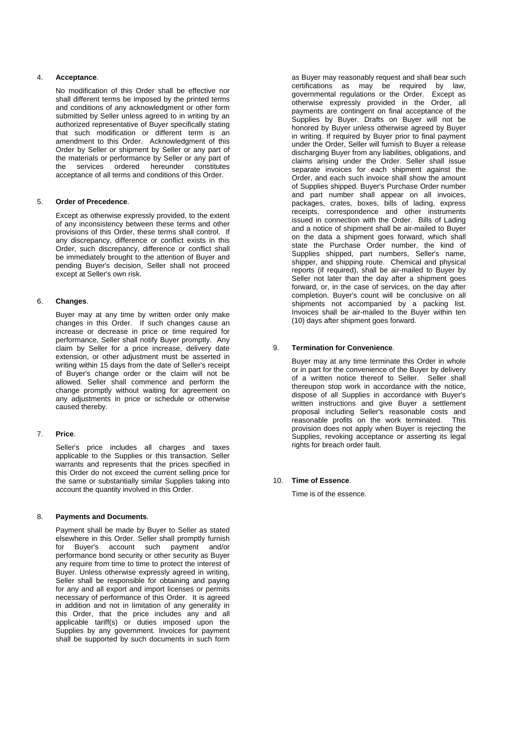4. **Acceptance**.

No modification of this Order shall be effective nor shall different terms be imposed by the printed terms and conditions of any acknowledgment or other form submitted by Seller unless agreed to in writing by an authorized representative of Buyer specifically stating that such modification or different term is an amendment to this Order. Acknowledgment of this Order by Seller or shipment by Seller or any part of the materials or performance by Seller or any part of the services ordered hereunder constitutes acceptance of all terms and conditions of this Order.

5. **Order of Precedence**.

Except as otherwise expressly provided, to the extent of any inconsistency between these terms and other provisions of this Order, these terms shall control. If any discrepancy, difference or conflict exists in this Order, such discrepancy, difference or conflict shall be immediately brought to the attention of Buyer and pending Buyer's decision, Seller shall not proceed except at Seller's own risk.

6. **Changes**.

Buyer may at any time by written order only make changes in this Order. If such changes cause an increase or decrease in price or time required for performance, Seller shall notify Buyer promptly. Any claim by Seller for a price increase, delivery date extension, or other adjustment must be asserted in writing within 15 days from the date of Seller's receipt of Buyer's change order or the claim will not be allowed. Seller shall commence and perform the change promptly without waiting for agreement on any adjustments in price or schedule or otherwise caused thereby.

7. **Price**.

Seller's price includes all charges and taxes applicable to the Supplies or this transaction. Seller warrants and represents that the prices specified in this Order do not exceed the current selling price for the same or substantially similar Supplies taking into account the quantity involved in this Order.

8. **Payments and Documents**.

Payment shall be made by Buyer to Seller as stated elsewhere in this Order. Seller shall promptly furnish for Buyer's account such payment and/or performance bond security or other security as Buyer any require from time to time to protect the interest of Buyer. Unless otherwise expressly agreed in writing, Seller shall be responsible for obtaining and paying for any and all export and import licenses or permits necessary of performance of this Order. It is agreed in addition and not in limitation of any generality in this Order, that the price includes any and all applicable tariff(s) or duties imposed upon the Supplies by any government. Invoices for payment shall be supported by such documents in such form as Buyer may reasonably request and shall bear such certifications as may be required by law, governmental regulations or the Order. Except as otherwise expressly provided in the Order, all payments are contingent on final acceptance of the Supplies by Buyer. Drafts on Buyer will not be honored by Buyer unless otherwise agreed by Buyer in writing. If required by Buyer prior to final payment under the Order, Seller will furnish to Buyer a release discharging Buyer from any liabilities, obligations, and claims arising under the Order. Seller shall issue separate invoices for each shipment against the Order, and each such invoice shall show the amount of Supplies shipped. Buyer's Purchase Order number and part number shall appear on all invoices, packages, crates, boxes, bills of lading, express receipts, correspondence and other instruments issued in connection with the Order. Bills of Lading and a notice of shipment shall be air-mailed to Buyer on the data a shipment goes forward, which shall state the Purchase Order number, the kind of Supplies shipped, part numbers, Seller's name, shipper, and shipping route. Chemical and physical reports (if required), shall be air-mailed to Buyer by Seller not later than the day after a shipment goes forward, or, in the case of services, on the day after completion. Buyer's count will be conclusive on all shipments not accompanied by a packing list. Invoices shall be air-mailed to the Buyer within ten (10) days after shipment goes forward.

9. **Termination for Convenience**.

Buyer may at any time terminate this Order in whole or in part for the convenience of the Buyer by delivery of a written notice thereof to Seller. Seller shall thereupon stop work in accordance with the notice, dispose of all Supplies in accordance with Buyer's written instructions and give Buyer a settlement proposal including Seller's reasonable costs and reasonable profits on the work terminated. This provision does not apply when Buyer is rejecting the Supplies, revoking acceptance or asserting its legal rights for breach order fault.

10. **Time of Essence**.

Time is of the essence.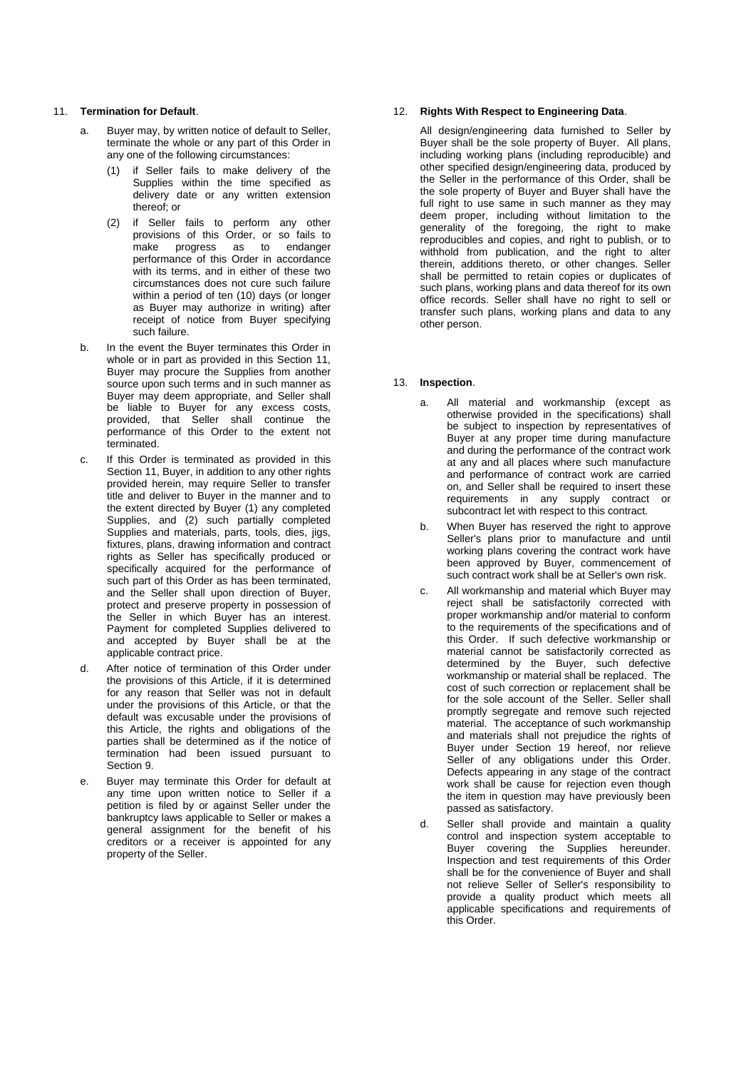11. **Termination for Default**.

   a. Buyer may, by written notice of default to Seller, terminate the whole or any part of this Order in any one of the following circumstances:

      (1) if Seller fails to make delivery of the Supplies within the time specified as delivery date or any written extension thereof; or

      (2) if Seller fails to perform any other provisions of this Order, or so fails to make progress as to endanger performance of this Order in accordance with its terms, and in either of these two circumstances does not cure such failure within a period of ten (10) days (or longer as Buyer may authorize in writing) after receipt of notice from Buyer specifying such failure.

   b. In the event the Buyer terminates this Order in whole or in part as provided in this Section 11, Buyer may procure the Supplies from another source upon such terms and in such manner as Buyer may deem appropriate, and Seller shall be liable to Buyer for any excess costs, provided, that Seller shall continue the performance of this Order to the extent not terminated.

   c. If this Order is terminated as provided in this Section 11, Buyer, in addition to any other rights provided herein, may require Seller to transfer title and deliver to Buyer in the manner and to the extent directed by Buyer (1) any completed Supplies, and (2) such partially completed Supplies and materials, parts, tools, dies, jigs, fixtures, plans, drawing information and contract rights as Seller has specifically produced or specifically acquired for the performance of such part of this Order as has been terminated, and the Seller shall upon direction of Buyer, protect and preserve property in possession of the Seller in which Buyer has an interest. Payment for completed Supplies delivered to and accepted by Buyer shall be at the applicable contract price.

   d. After notice of termination of this Order under the provisions of this Article, if it is determined for any reason that Seller was not in default under the provisions of this Article, or that the default was excusable under the provisions of this Article, the rights and obligations of the parties shall be determined as if the notice of termination had been issued pursuant to Section 9.

   e. Buyer may terminate this Order for default at any time upon written notice to Seller if a petition is filed by or against Seller under the bankruptcy laws applicable to Seller or makes a general assignment for the benefit of his creditors or a receiver is appointed for any property of the Seller.

12. **Rights With Respect to Engineering Data**.

   All design/engineering data furnished to Seller by Buyer shall be the sole property of Buyer. All plans, including working plans (including reproducible) and other specified design/engineering data, produced by the Seller in the performance of this Order, shall be the sole property of Buyer and Buyer shall have the full right to use same in such manner as they may deem proper, including without limitation to the generality of the foregoing, the right to make reproducibles and copies, and right to publish, or to withhold from publication, and the right to alter therein, additions thereto, or other changes. Seller shall be permitted to retain copies or duplicates of such plans, working plans and data thereof for its own office records. Seller shall have no right to sell or transfer such plans, working plans and data to any other person.

13. **Inspection**.

   a. All material and workmanship (except as otherwise provided in the specifications) shall be subject to inspection by representatives of Buyer at any proper time during manufacture and during the performance of the contract work at any and all places where such manufacture and performance of contract work are carried on, and Seller shall be required to insert these requirements in any supply contract or subcontract let with respect to this contract.

   b. When Buyer has reserved the right to approve Seller's plans prior to manufacture and until working plans covering the contract work have been approved by Buyer, commencement of such contract work shall be at Seller's own risk.

   c. All workmanship and material which Buyer may reject shall be satisfactorily corrected with proper workmanship and/or material to conform to the requirements of the specifications and of this Order. If such defective workmanship or material cannot be satisfactorily corrected as determined by the Buyer, such defective workmanship or material shall be replaced. The cost of such correction or replacement shall be for the sole account of the Seller. Seller shall promptly segregate and remove such rejected material. The acceptance of such workmanship and materials shall not prejudice the rights of Buyer under Section 19 hereof, nor relieve Seller of any obligations under this Order. Defects appearing in any stage of the contract work shall be cause for rejection even though the item in question may have previously been passed as satisfactory.

   d. Seller shall provide and maintain a quality control and inspection system acceptable to Buyer covering the Supplies hereunder. Inspection and test requirements of this Order shall be for the convenience of Buyer and shall not relieve Seller of Seller's responsibility to provide a quality product which meets all applicable specifications and requirements of this Order.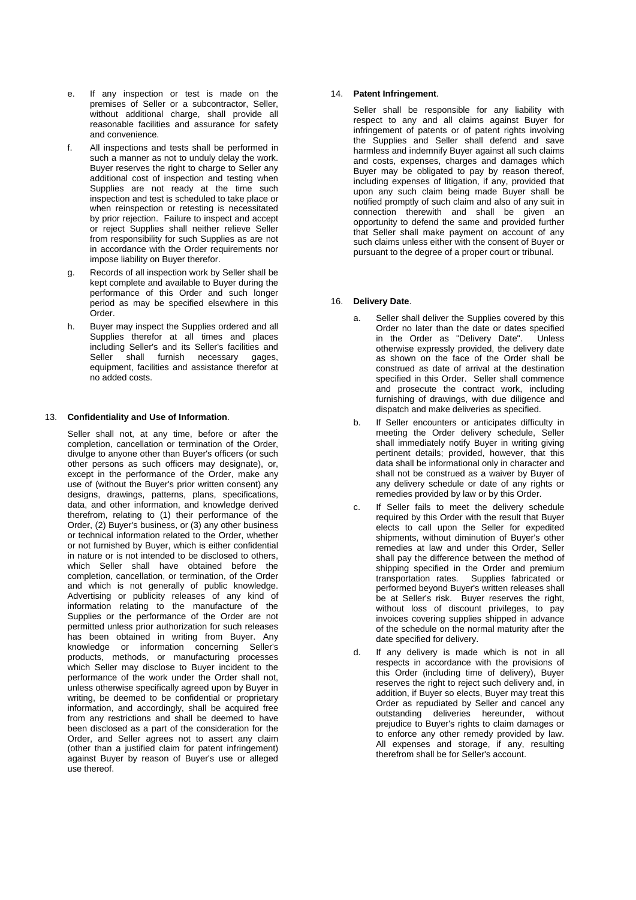e. If any inspection or test is made on the premises of Seller or a subcontractor, Seller, without additional charge, shall provide all reasonable facilities and assurance for safety and convenience.

f. All inspections and tests shall be performed in such a manner as not to unduly delay the work. Buyer reserves the right to charge to Seller any additional cost of inspection and testing when Supplies are not ready at the time such inspection and test is scheduled to take place or when reinspection or retesting is necessitated by prior rejection. Failure to inspect and accept or reject Supplies shall neither relieve Seller from responsibility for such Supplies as are not in accordance with the Order requirements nor impose liability on Buyer therefor.

g. Records of all inspection work by Seller shall be kept complete and available to Buyer during the performance of this Order and such longer period as may be specified elsewhere in this Order.

h. Buyer may inspect the Supplies ordered and all Supplies therefor at all times and places including Seller's and its Seller's facilities and Seller shall furnish necessary gages, equipment, facilities and assistance therefor at no added costs.

13. **Confidentiality and Use of Information**.

Seller shall not, at any time, before or after the completion, cancellation or termination of the Order, divulge to anyone other than Buyer's officers (or such other persons as such officers may designate), or, except in the performance of the Order, make any use of (without the Buyer's prior written consent) any designs, drawings, patterns, plans, specifications, data, and other information, and knowledge derived therefrom, relating to (1) their performance of the Order, (2) Buyer's business, or (3) any other business or technical information related to the Order, whether or not furnished by Buyer, which is either confidential in nature or is not intended to be disclosed to others, which Seller shall have obtained before the completion, cancellation, or termination, of the Order and which is not generally of public knowledge. Advertising or publicity releases of any kind of information relating to the manufacture of the Supplies or the performance of the Order are not permitted unless prior authorization for such releases has been obtained in writing from Buyer. Any knowledge or information concerning Seller's products, methods, or manufacturing processes which Seller may disclose to Buyer incident to the performance of the work under the Order shall not, unless otherwise specifically agreed upon by Buyer in writing, be deemed to be confidential or proprietary information, and accordingly, shall be acquired free from any restrictions and shall be deemed to have been disclosed as a part of the consideration for the Order, and Seller agrees not to assert any claim (other than a justified claim for patent infringement) against Buyer by reason of Buyer's use or alleged use thereof.

14. **Patent Infringement**.

Seller shall be responsible for any liability with respect to any and all claims against Buyer for infringement of patents or of patent rights involving the Supplies and Seller shall defend and save harmless and indemnify Buyer against all such claims and costs, expenses, charges and damages which Buyer may be obligated to pay by reason thereof, including expenses of litigation, if any, provided that upon any such claim being made Buyer shall be notified promptly of such claim and also of any suit in connection therewith and shall be given an opportunity to defend the same and provided further that Seller shall make payment on account of any such claims unless either with the consent of Buyer or pursuant to the degree of a proper court or tribunal.

16. **Delivery Date**.

a. Seller shall deliver the Supplies covered by this Order no later than the date or dates specified in the Order as "Delivery Date". Unless otherwise expressly provided, the delivery date as shown on the face of the Order shall be construed as date of arrival at the destination specified in this Order. Seller shall commence and prosecute the contract work, including furnishing of drawings, with due diligence and dispatch and make deliveries as specified.

b. If Seller encounters or anticipates difficulty in meeting the Order delivery schedule, Seller shall immediately notify Buyer in writing giving pertinent details; provided, however, that this data shall be informational only in character and shall not be construed as a waiver by Buyer of any delivery schedule or date of any rights or remedies provided by law or by this Order.

c. If Seller fails to meet the delivery schedule required by this Order with the result that Buyer elects to call upon the Seller for expedited shipments, without diminution of Buyer's other remedies at law and under this Order, Seller shall pay the difference between the method of shipping specified in the Order and premium transportation rates. Supplies fabricated or performed beyond Buyer's written releases shall be at Seller's risk. Buyer reserves the right, without loss of discount privileges, to pay invoices covering supplies shipped in advance of the schedule on the normal maturity after the date specified for delivery.

d. If any delivery is made which is not in all respects in accordance with the provisions of this Order (including time of delivery), Buyer reserves the right to reject such delivery and, in addition, if Buyer so elects, Buyer may treat this Order as repudiated by Seller and cancel any outstanding deliveries hereunder, without prejudice to Buyer's rights to claim damages or to enforce any other remedy provided by law. All expenses and storage, if any, resulting therefrom shall be for Seller's account.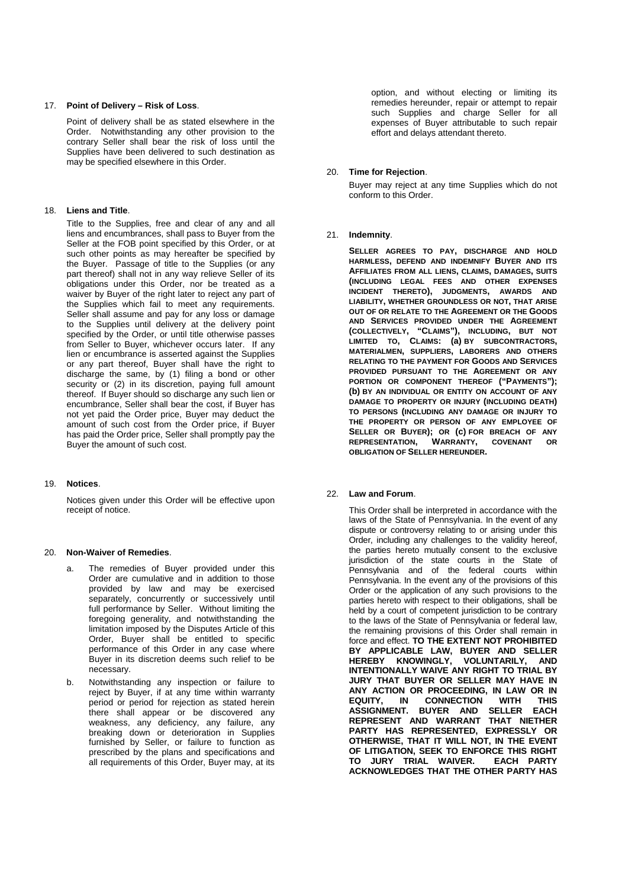17. **Point of Delivery – Risk of Loss**.

Point of delivery shall be as stated elsewhere in the Order. Notwithstanding any other provision to the contrary Seller shall bear the risk of loss until the Supplies have been delivered to such destination as may be specified elsewhere in this Order.

18. **Liens and Title**.

Title to the Supplies, free and clear of any and all liens and encumbrances, shall pass to Buyer from the Seller at the FOB point specified by this Order, or at such other points as may hereafter be specified by the Buyer. Passage of title to the Supplies (or any part thereof) shall not in any way relieve Seller of its obligations under this Order, nor be treated as a waiver by Buyer of the right later to reject any part of the Supplies which fail to meet any requirements. Seller shall assume and pay for any loss or damage to the Supplies until delivery at the delivery point specified by the Order, or until title otherwise passes from Seller to Buyer, whichever occurs later. If any lien or encumbrance is asserted against the Supplies or any part thereof, Buyer shall have the right to discharge the same, by (1) filing a bond or other security or (2) in its discretion, paying full amount thereof. If Buyer should so discharge any such lien or encumbrance, Seller shall bear the cost, if Buyer has not yet paid the Order price, Buyer may deduct the amount of such cost from the Order price, if Buyer has paid the Order price, Seller shall promptly pay the Buyer the amount of such cost.

19. **Notices**.

Notices given under this Order will be effective upon receipt of notice.

20. **Non-Waiver of Remedies**.

a. The remedies of Buyer provided under this Order are cumulative and in addition to those provided by law and may be exercised separately, concurrently or successively until full performance by Seller. Without limiting the foregoing generality, and notwithstanding the limitation imposed by the Disputes Article of this Order, Buyer shall be entitled to specific performance of this Order in any case where Buyer in its discretion deems such relief to be necessary.

b. Notwithstanding any inspection or failure to reject by Buyer, if at any time within warranty period or period for rejection as stated herein there shall appear or be discovered any weakness, any deficiency, any failure, any breaking down or deterioration in Supplies furnished by Seller, or failure to function as prescribed by the plans and specifications and all requirements of this Order, Buyer may, at its option, and without electing or limiting its remedies hereunder, repair or attempt to repair such Supplies and charge Seller for all expenses of Buyer attributable to such repair effort and delays attendant thereto.

20. **Time for Rejection**.

Buyer may reject at any time Supplies which do not conform to this Order.

21. **Indemnity**.

**SELLER AGREES TO PAY, DISCHARGE AND HOLD HARMLESS, DEFEND AND INDEMNIFY BUYER AND ITS AFFILIATES FROM ALL LIENS, CLAIMS, DAMAGES, SUITS (INCLUDING LEGAL FEES AND OTHER EXPENSES INCIDENT THERETO), JUDGMENTS, AWARDS AND LIABILITY, WHETHER GROUNDLESS OR NOT, THAT ARISE OUT OF OR RELATE TO THE AGREEMENT OR THE GOODS AND SERVICES PROVIDED UNDER THE AGREEMENT (COLLECTIVELY, "CLAIMS"), INCLUDING, BUT NOT LIMITED TO, CLAIMS: (a) BY SUBCONTRACTORS, MATERIALMEN, SUPPLIERS, LABORERS AND OTHERS RELATING TO THE PAYMENT FOR GOODS AND SERVICES PROVIDED PURSUANT TO THE AGREEMENT OR ANY PORTION OR COMPONENT THEREOF ("PAYMENTS"); (b) BY AN INDIVIDUAL OR ENTITY ON ACCOUNT OF ANY DAMAGE TO PROPERTY OR INJURY (INCLUDING DEATH) TO PERSONS (INCLUDING ANY DAMAGE OR INJURY TO THE PROPERTY OR PERSON OF ANY EMPLOYEE OF SELLER OR BUYER); OR (c) FOR BREACH OF ANY REPRESENTATION, WARRANTY, COVENANT OR OBLIGATION OF SELLER HEREUNDER.**

22. **Law and Forum**.

This Order shall be interpreted in accordance with the laws of the State of Pennsylvania. In the event of any dispute or controversy relating to or arising under this Order, including any challenges to the validity hereof, the parties hereto mutually consent to the exclusive jurisdiction of the state courts in the State of Pennsylvania and of the federal courts within Pennsylvania. In the event any of the provisions of this Order or the application of any such provisions to the parties hereto with respect to their obligations, shall be held by a court of competent jurisdiction to be contrary to the laws of the State of Pennsylvania or federal law, the remaining provisions of this Order shall remain in force and effect. **TO THE EXTENT NOT PROHIBITED BY APPLICABLE LAW, BUYER AND SELLER HEREBY KNOWINGLY, VOLUNTARILY, AND INTENTIONALLY WAIVE ANY RIGHT TO TRIAL BY JURY THAT BUYER OR SELLER MAY HAVE IN ANY ACTION OR PROCEEDING, IN LAW OR IN EQUITY, IN CONNECTION WITH THIS ASSIGNMENT. BUYER AND SELLER EACH REPRESENT AND WARRANT THAT NIETHER PARTY HAS REPRESENTED, EXPRESSLY OR OTHERWISE, THAT IT WILL NOT, IN THE EVENT OF LITIGATION, SEEK TO ENFORCE THIS RIGHT TO JURY TRIAL WAIVER. EACH PARTY ACKNOWLEDGES THAT THE OTHER PARTY HAS**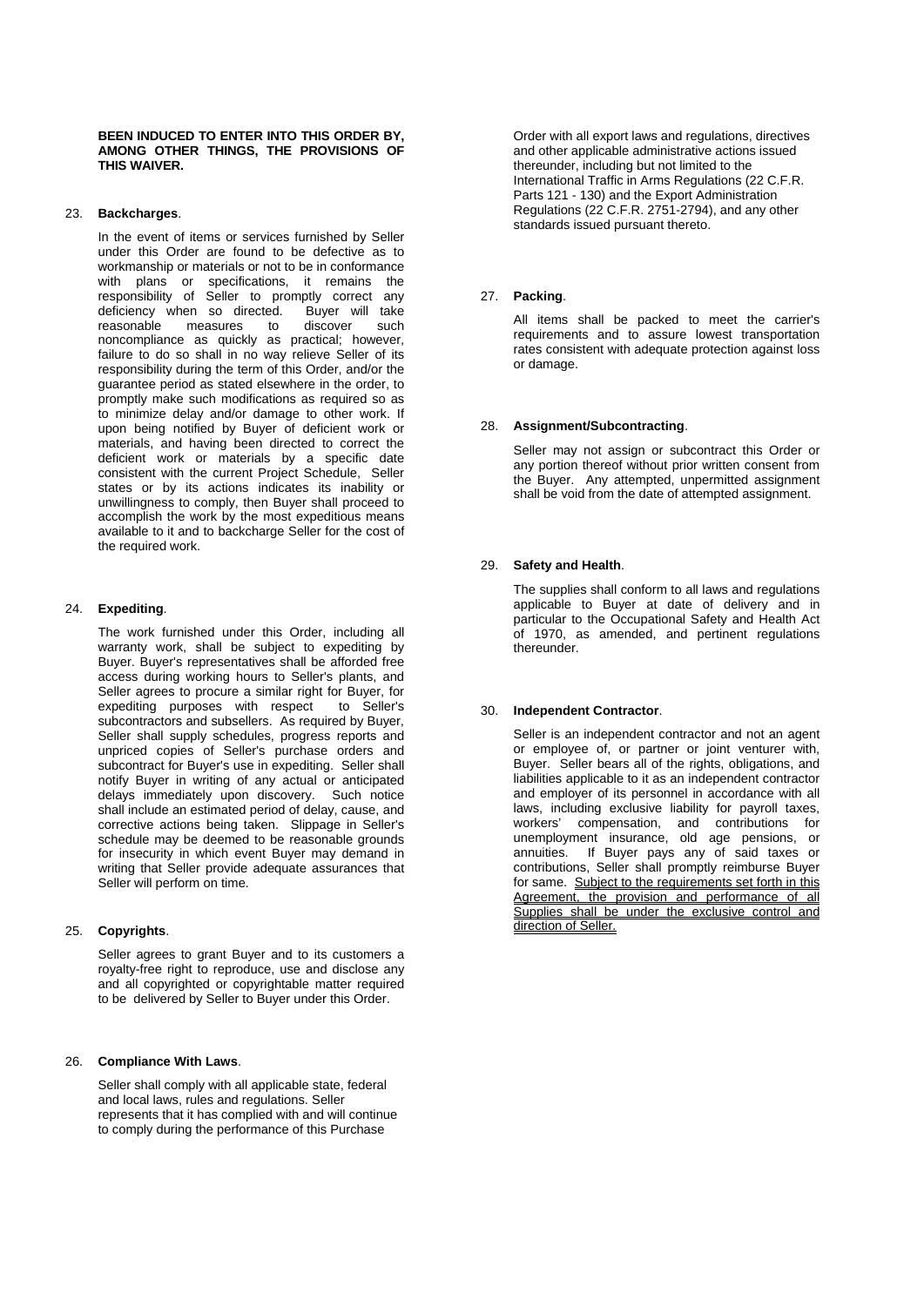**BEEN INDUCED TO ENTER INTO THIS ORDER BY, AMONG OTHER THINGS, THE PROVISIONS OF THIS WAIVER.**

23. **Backcharges**.

In the event of items or services furnished by Seller under this Order are found to be defective as to workmanship or materials or not to be in conformance with plans or specifications, it remains the responsibility of Seller to promptly correct any deficiency when so directed. Buyer will take reasonable measures to discover such noncompliance as quickly as practical; however, failure to do so shall in no way relieve Seller of its responsibility during the term of this Order, and/or the guarantee period as stated elsewhere in the order, to promptly make such modifications as required so as to minimize delay and/or damage to other work. If upon being notified by Buyer of deficient work or materials, and having been directed to correct the deficient work or materials by a specific date consistent with the current Project Schedule, Seller states or by its actions indicates its inability or unwillingness to comply, then Buyer shall proceed to accomplish the work by the most expeditious means available to it and to backcharge Seller for the cost of the required work.

24. **Expediting**.

The work furnished under this Order, including all warranty work, shall be subject to expediting by Buyer. Buyer's representatives shall be afforded free access during working hours to Seller's plants, and Seller agrees to procure a similar right for Buyer, for expediting purposes with respect to Seller's subcontractors and subsellers. As required by Buyer, Seller shall supply schedules, progress reports and unpriced copies of Seller's purchase orders and subcontract for Buyer's use in expediting. Seller shall notify Buyer in writing of any actual or anticipated delays immediately upon discovery. Such notice shall include an estimated period of delay, cause, and corrective actions being taken. Slippage in Seller's schedule may be deemed to be reasonable grounds for insecurity in which event Buyer may demand in writing that Seller provide adequate assurances that Seller will perform on time.

25. **Copyrights**.

Seller agrees to grant Buyer and to its customers a royalty-free right to reproduce, use and disclose any and all copyrighted or copyrightable matter required to be delivered by Seller to Buyer under this Order.

26. **Compliance With Laws**.

Seller shall comply with all applicable state, federal and local laws, rules and regulations. Seller represents that it has complied with and will continue to comply during the performance of this Purchase Order with all export laws and regulations, directives and other applicable administrative actions issued thereunder, including but not limited to the International Traffic in Arms Regulations (22 C.F.R. Parts 121 - 130) and the Export Administration Regulations (22 C.F.R. 2751-2794), and any other standards issued pursuant thereto.

27. **Packing**.

All items shall be packed to meet the carrier's requirements and to assure lowest transportation rates consistent with adequate protection against loss or damage.

28. **Assignment/Subcontracting**.

Seller may not assign or subcontract this Order or any portion thereof without prior written consent from the Buyer. Any attempted, unpermitted assignment shall be void from the date of attempted assignment.

29. **Safety and Health**.

The supplies shall conform to all laws and regulations applicable to Buyer at date of delivery and in particular to the Occupational Safety and Health Act of 1970, as amended, and pertinent regulations thereunder.

30. **Independent Contractor**.

Seller is an independent contractor and not an agent or employee of, or partner or joint venturer with, Buyer. Seller bears all of the rights, obligations, and liabilities applicable to it as an independent contractor and employer of its personnel in accordance with all laws, including exclusive liability for payroll taxes, workers' compensation, and contributions for unemployment insurance, old age pensions, or annuities. If Buyer pays any of said taxes or contributions, Seller shall promptly reimburse Buyer for same. Subject to the requirements set forth in this Agreement, the provision and performance of all Supplies shall be under the exclusive control and direction of Seller.